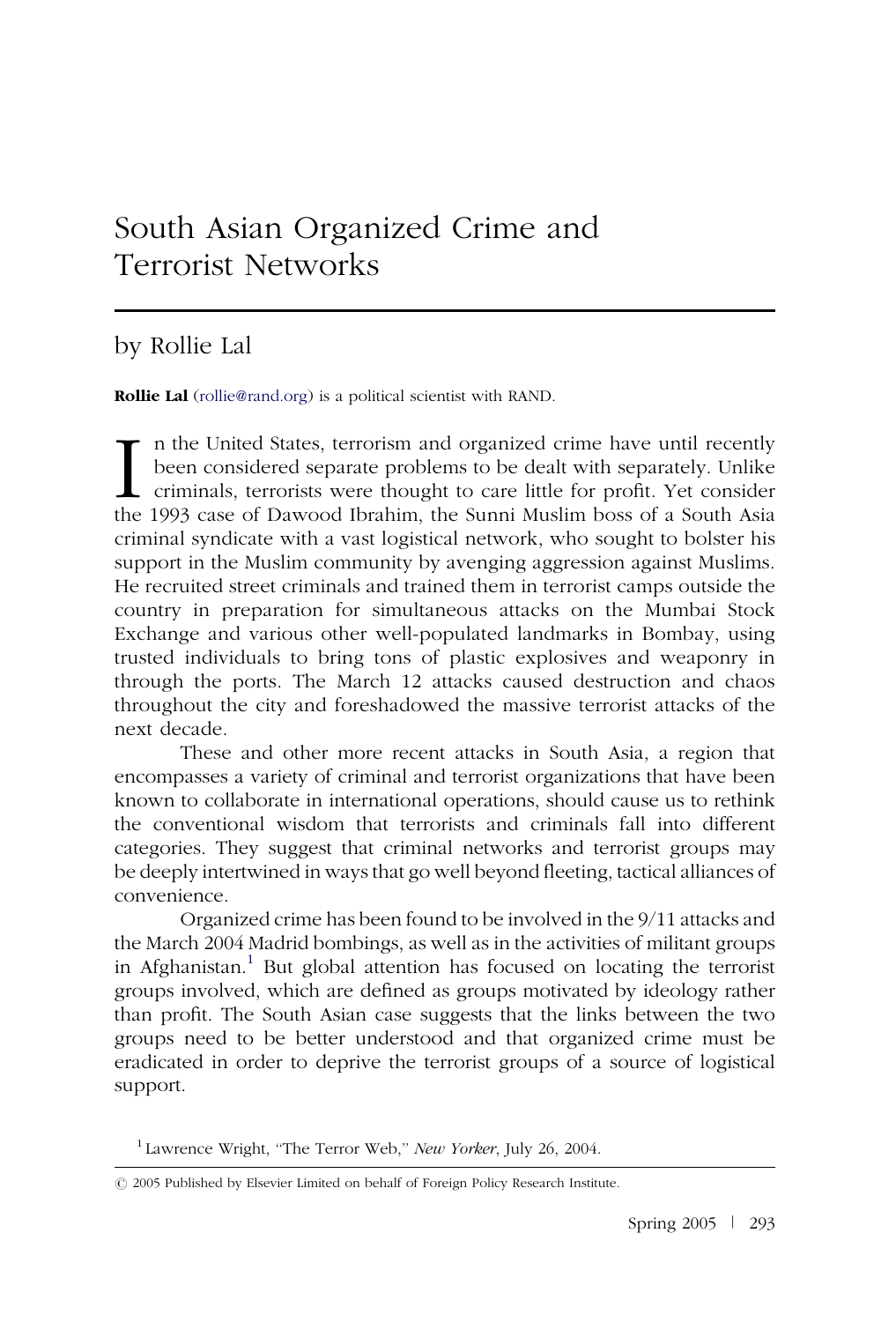# South Asian Organized Crime and Terrorist Networks

## by Rollie Lal

**Rollie Lal** (rollie@rand.org) is a political scientist with RAND.

In the United States, terrorism and organized crime have until recently been considered separate problems to be dealt with separately. Unlike criminals, terrorists were thought to care little for profit. Yet consider the 1993 case of Dawood Ibrahim, the Sunni Muslim boss of a South Asia criminal syndicate with a vast logistical network, who sought to bolster his support in the Muslim community by avenging aggression against Muslims. He recruited street criminals and trained them in terrorist camps outside the country in preparation for simultaneous attacks on the Mumbai Stock Exchange and various other well-populated landmarks in Bombay, using trusted individuals to bring tons of plastic explosives and weaponry in through the ports. The March 12 attacks caused destruction and chaos throughout the city and foreshadowed the massive terrorist attacks of the next decade.

These and other more recent attacks in South Asia, a region that encompasses a variety of criminal and terrorist organizations that have been known to collaborate in international operations, should cause us to rethink the conventional wisdom that terrorists and criminals fall into different categories. They suggest that criminal networks and terrorist groups may be deeply intertwined in ways that go well beyond fleeting, tactical alliances of convenience.

Organized crime has been found to be involved in the 9/11 attacks and the March 2004 Madrid bombings, as well as in the activities of militant groups in Afghanistan.[1] But global attention has focused on locating the terrorist groups involved, which are defined as groups motivated by ideology rather than profit. The South Asian case suggests that the links between the two groups need to be better understood and that organized crime must be eradicated in order to deprive the terrorist groups of a source of logistical support.

[1] Lawrence Wright, "The Terror Web," *New Yorker*, July 26, 2004.

© 2005 Published by Elsevier Limited on behalf of Foreign Policy Research Institute.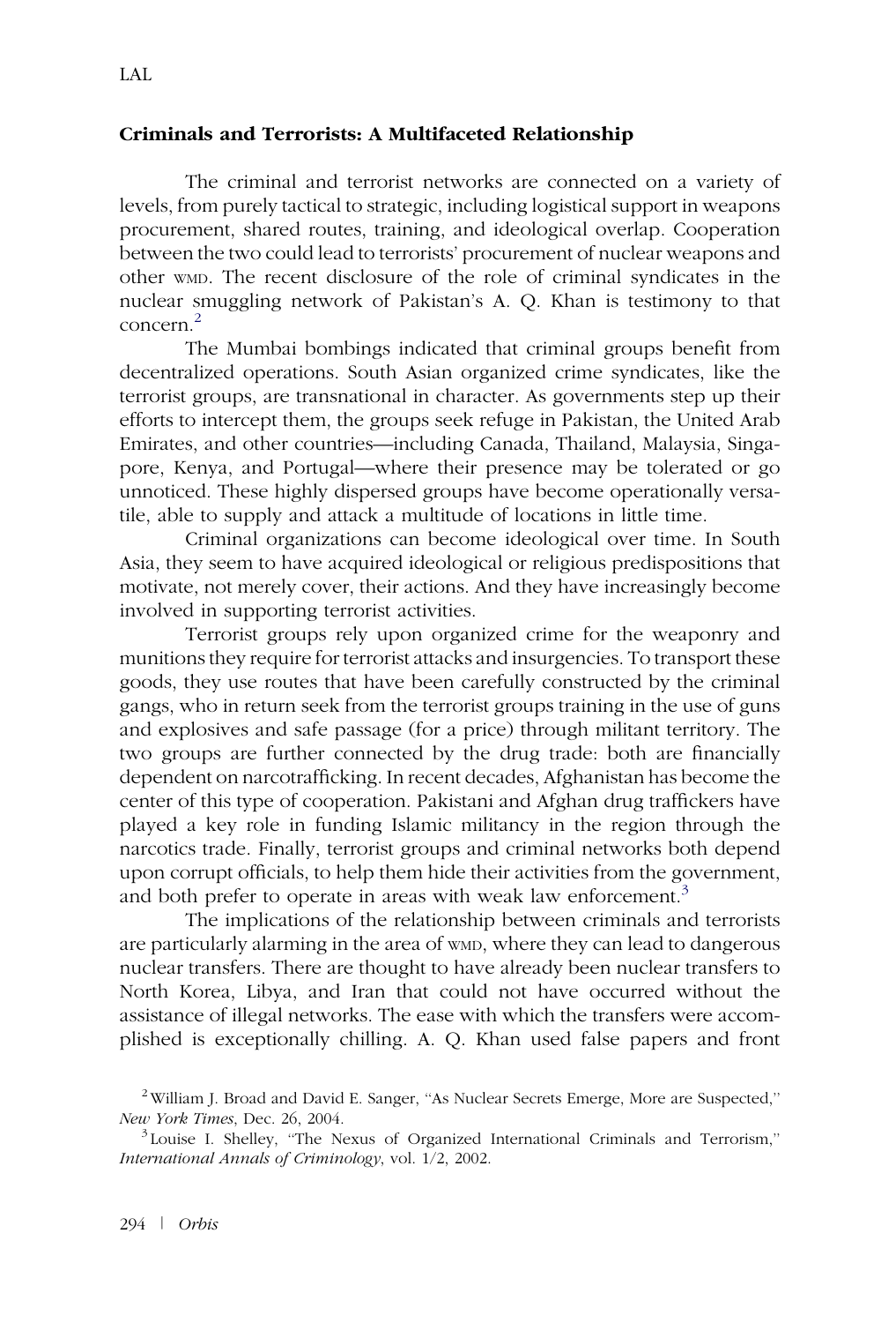### Criminals and Terrorists: A Multifaceted Relationship

The criminal and terrorist networks are connected on a variety of levels, from purely tactical to strategic, including logistical support in weapons procurement, shared routes, training, and ideological overlap. Cooperation between the two could lead to terrorists' procurement of nuclear weapons and other WMD. The recent disclosure of the role of criminal syndicates in the nuclear smuggling network of Pakistan's A. Q. Khan is testimony to that concern.[2]

The Mumbai bombings indicated that criminal groups benefit from decentralized operations. South Asian organized crime syndicates, like the terrorist groups, are transnational in character. As governments step up their efforts to intercept them, the groups seek refuge in Pakistan, the United Arab Emirates, and other countries—including Canada, Thailand, Malaysia, Singapore, Kenya, and Portugal—where their presence may be tolerated or go unnoticed. These highly dispersed groups have become operationally versatile, able to supply and attack a multitude of locations in little time.

Criminal organizations can become ideological over time. In South Asia, they seem to have acquired ideological or religious predispositions that motivate, not merely cover, their actions. And they have increasingly become involved in supporting terrorist activities.

Terrorist groups rely upon organized crime for the weaponry and munitions they require for terrorist attacks and insurgencies. To transport these goods, they use routes that have been carefully constructed by the criminal gangs, who in return seek from the terrorist groups training in the use of guns and explosives and safe passage (for a price) through militant territory. The two groups are further connected by the drug trade: both are financially dependent on narcotrafficking. In recent decades, Afghanistan has become the center of this type of cooperation. Pakistani and Afghan drug traffickers have played a key role in funding Islamic militancy in the region through the narcotics trade. Finally, terrorist groups and criminal networks both depend upon corrupt officials, to help them hide their activities from the government, and both prefer to operate in areas with weak law enforcement.[3]

The implications of the relationship between criminals and terrorists are particularly alarming in the area of WMD, where they can lead to dangerous nuclear transfers. There are thought to have already been nuclear transfers to North Korea, Libya, and Iran that could not have occurred without the assistance of illegal networks. The ease with which the transfers were accomplished is exceptionally chilling. A. Q. Khan used false papers and front

[2] William J. Broad and David E. Sanger, "As Nuclear Secrets Emerge, More are Suspected," *New York Times*, Dec. 26, 2004.

[3] Louise I. Shelley, "The Nexus of Organized International Criminals and Terrorism," *International Annals of Criminology*, vol. 1/2, 2002.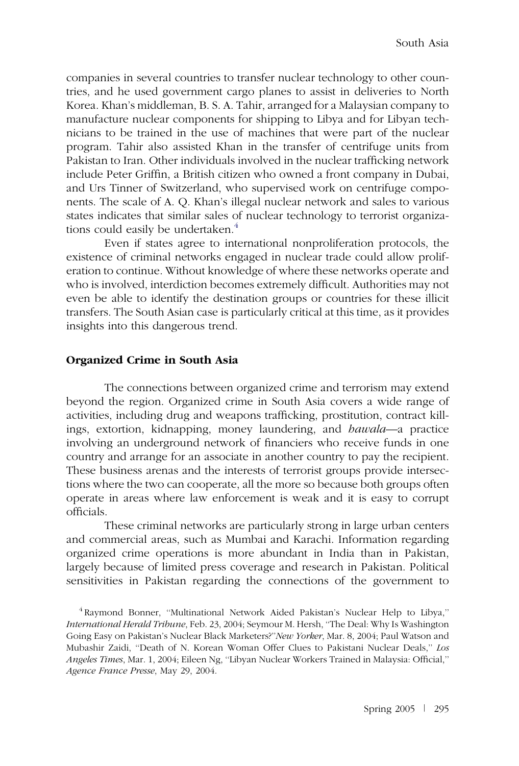companies in several countries to transfer nuclear technology to other countries, and he used government cargo planes to assist in deliveries to North Korea. Khan's middleman, B. S. A. Tahir, arranged for a Malaysian company to manufacture nuclear components for shipping to Libya and for Libyan technicians to be trained in the use of machines that were part of the nuclear program. Tahir also assisted Khan in the transfer of centrifuge units from Pakistan to Iran. Other individuals involved in the nuclear trafficking network include Peter Griffin, a British citizen who owned a front company in Dubai, and Urs Tinner of Switzerland, who supervised work on centrifuge components. The scale of A. Q. Khan's illegal nuclear network and sales to various states indicates that similar sales of nuclear technology to terrorist organizations could easily be undertaken.[4]

Even if states agree to international nonproliferation protocols, the existence of criminal networks engaged in nuclear trade could allow proliferation to continue. Without knowledge of where these networks operate and who is involved, interdiction becomes extremely difficult. Authorities may not even be able to identify the destination groups or countries for these illicit transfers. The South Asian case is particularly critical at this time, as it provides insights into this dangerous trend.

## Organized Crime in South Asia

The connections between organized crime and terrorism may extend beyond the region. Organized crime in South Asia covers a wide range of activities, including drug and weapons trafficking, prostitution, contract killings, extortion, kidnapping, money laundering, and *hawala*—a practice involving an underground network of financiers who receive funds in one country and arrange for an associate in another country to pay the recipient. These business arenas and the interests of terrorist groups provide intersections where the two can cooperate, all the more so because both groups often operate in areas where law enforcement is weak and it is easy to corrupt officials.

These criminal networks are particularly strong in large urban centers and commercial areas, such as Mumbai and Karachi. Information regarding organized crime operations is more abundant in India than in Pakistan, largely because of limited press coverage and research in Pakistan. Political sensitivities in Pakistan regarding the connections of the government to

[4] Raymond Bonner, "Multinational Network Aided Pakistan's Nuclear Help to Libya," *International Herald Tribune*, Feb. 23, 2004; Seymour M. Hersh, "The Deal: Why Is Washington Going Easy on Pakistan's Nuclear Black Marketers?" *New Yorker*, Mar. 8, 2004; Paul Watson and Mubashir Zaidi, "Death of N. Korean Woman Offer Clues to Pakistani Nuclear Deals," *Los Angeles Times*, Mar. 1, 2004; Eileen Ng, "Libyan Nuclear Workers Trained in Malaysia: Official," *Agence France Presse*, May 29, 2004.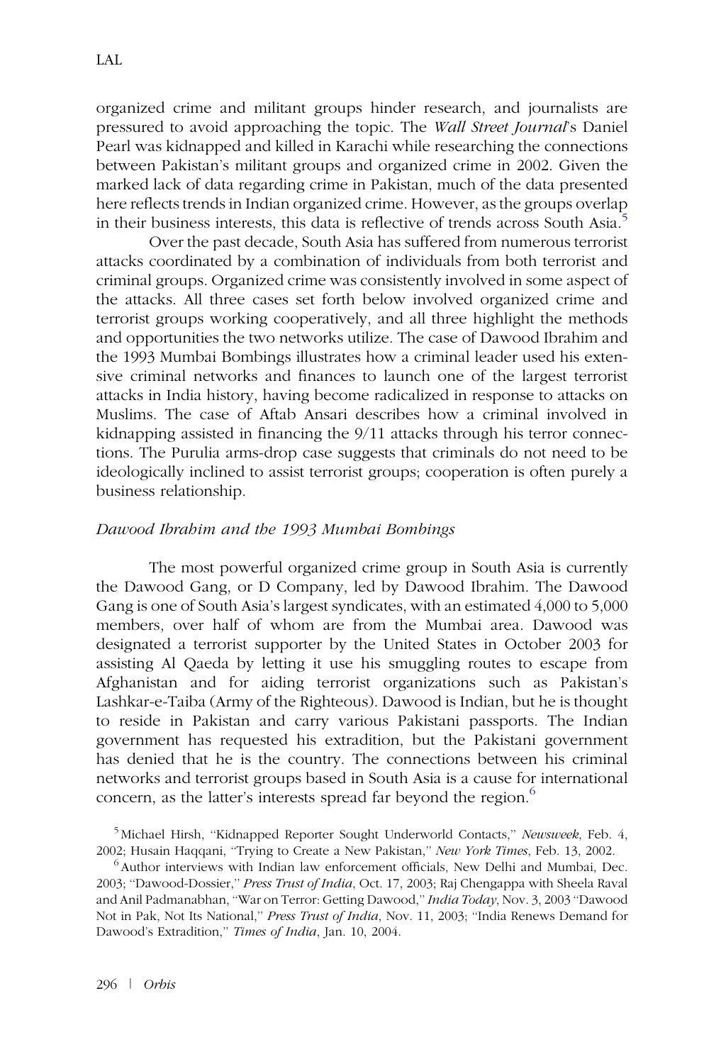organized crime and militant groups hinder research, and journalists are pressured to avoid approaching the topic. The *Wall Street Journal*'s Daniel Pearl was kidnapped and killed in Karachi while researching the connections between Pakistan's militant groups and organized crime in 2002. Given the marked lack of data regarding crime in Pakistan, much of the data presented here reflects trends in Indian organized crime. However, as the groups overlap in their business interests, this data is reflective of trends across South Asia.[5]

Over the past decade, South Asia has suffered from numerous terrorist attacks coordinated by a combination of individuals from both terrorist and criminal groups. Organized crime was consistently involved in some aspect of the attacks. All three cases set forth below involved organized crime and terrorist groups working cooperatively, and all three highlight the methods and opportunities the two networks utilize. The case of Dawood Ibrahim and the 1993 Mumbai Bombings illustrates how a criminal leader used his extensive criminal networks and finances to launch one of the largest terrorist attacks in India history, having become radicalized in response to attacks on Muslims. The case of Aftab Ansari describes how a criminal involved in kidnapping assisted in financing the 9/11 attacks through his terror connections. The Purulia arms-drop case suggests that criminals do not need to be ideologically inclined to assist terrorist groups; cooperation is often purely a business relationship.

### *Dawood Ibrahim and the 1993 Mumbai Bombings*

The most powerful organized crime group in South Asia is currently the Dawood Gang, or D Company, led by Dawood Ibrahim. The Dawood Gang is one of South Asia's largest syndicates, with an estimated 4,000 to 5,000 members, over half of whom are from the Mumbai area. Dawood was designated a terrorist supporter by the United States in October 2003 for assisting Al Qaeda by letting it use his smuggling routes to escape from Afghanistan and for aiding terrorist organizations such as Pakistan's Lashkar-e-Taiba (Army of the Righteous). Dawood is Indian, but he is thought to reside in Pakistan and carry various Pakistani passports. The Indian government has requested his extradition, but the Pakistani government has denied that he is the country. The connections between his criminal networks and terrorist groups based in South Asia is a cause for international concern, as the latter's interests spread far beyond the region.[6]

[5] Michael Hirsh, "Kidnapped Reporter Sought Underworld Contacts," *Newsweek*, Feb. 4, 2002; Husain Haqqani, "Trying to Create a New Pakistan," *New York Times*, Feb. 13, 2002.

[6] Author interviews with Indian law enforcement officials, New Delhi and Mumbai, Dec. 2003; "Dawood-Dossier," *Press Trust of India*, Oct. 17, 2003; Raj Chengappa with Sheela Raval and Anil Padmanabhan, "War on Terror: Getting Dawood," *India Today*, Nov. 3, 2003 "Dawood Not in Pak, Not Its National," *Press Trust of India*, Nov. 11, 2003; "India Renews Demand for Dawood's Extradition," *Times of India*, Jan. 10, 2004.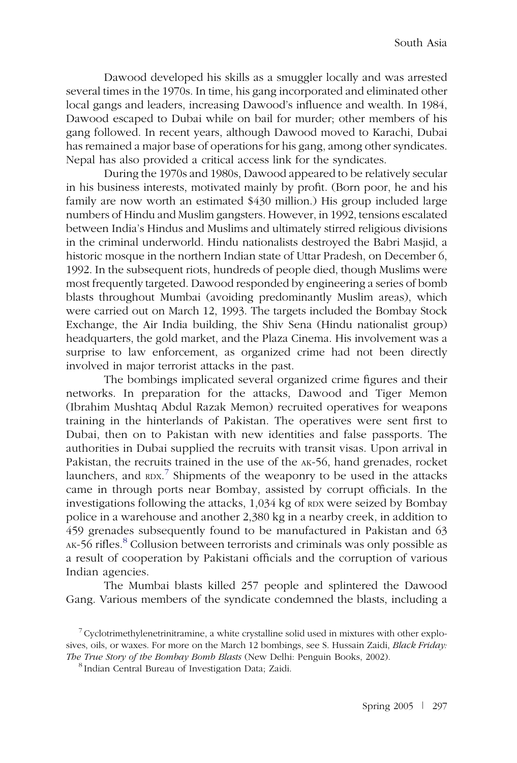Dawood developed his skills as a smuggler locally and was arrested several times in the 1970s. In time, his gang incorporated and eliminated other local gangs and leaders, increasing Dawood's influence and wealth. In 1984, Dawood escaped to Dubai while on bail for murder; other members of his gang followed. In recent years, although Dawood moved to Karachi, Dubai has remained a major base of operations for his gang, among other syndicates. Nepal has also provided a critical access link for the syndicates.

During the 1970s and 1980s, Dawood appeared to be relatively secular in his business interests, motivated mainly by profit. (Born poor, he and his family are now worth an estimated $430 million.) His group included large numbers of Hindu and Muslim gangsters. However, in 1992, tensions escalated between India's Hindus and Muslims and ultimately stirred religious divisions in the criminal underworld. Hindu nationalists destroyed the Babri Masjid, a historic mosque in the northern Indian state of Uttar Pradesh, on December 6, 1992. In the subsequent riots, hundreds of people died, though Muslims were most frequently targeted. Dawood responded by engineering a series of bomb blasts throughout Mumbai (avoiding predominantly Muslim areas), which were carried out on March 12, 1993. The targets included the Bombay Stock Exchange, the Air India building, the Shiv Sena (Hindu nationalist group) headquarters, the gold market, and the Plaza Cinema. His involvement was a surprise to law enforcement, as organized crime had not been directly involved in major terrorist attacks in the past.

The bombings implicated several organized crime figures and their networks. In preparation for the attacks, Dawood and Tiger Memon (Ibrahim Mushtaq Abdul Razak Memon) recruited operatives for weapons training in the hinterlands of Pakistan. The operatives were sent first to Dubai, then on to Pakistan with new identities and false passports. The authorities in Dubai supplied the recruits with transit visas. Upon arrival in Pakistan, the recruits trained in the use of the AK-56, hand grenades, rocket launchers, and RDX.[7] Shipments of the weaponry to be used in the attacks came in through ports near Bombay, assisted by corrupt officials. In the investigations following the attacks, 1,034 kg of RDX were seized by Bombay police in a warehouse and another 2,380 kg in a nearby creek, in addition to 459 grenades subsequently found to be manufactured in Pakistan and 63 AK-56 rifles.[8] Collusion between terrorists and criminals was only possible as a result of cooperation by Pakistani officials and the corruption of various Indian agencies.

The Mumbai blasts killed 257 people and splintered the Dawood Gang. Various members of the syndicate condemned the blasts, including a

[7] Cyclotrimethylenetrinitramine, a white crystalline solid used in mixtures with other explosives, oils, or waxes. For more on the March 12 bombings, see S. Hussain Zaidi, *Black Friday: The True Story of the Bombay Bomb Blasts* (New Delhi: Penguin Books, 2002).

[8] Indian Central Bureau of Investigation Data; Zaidi.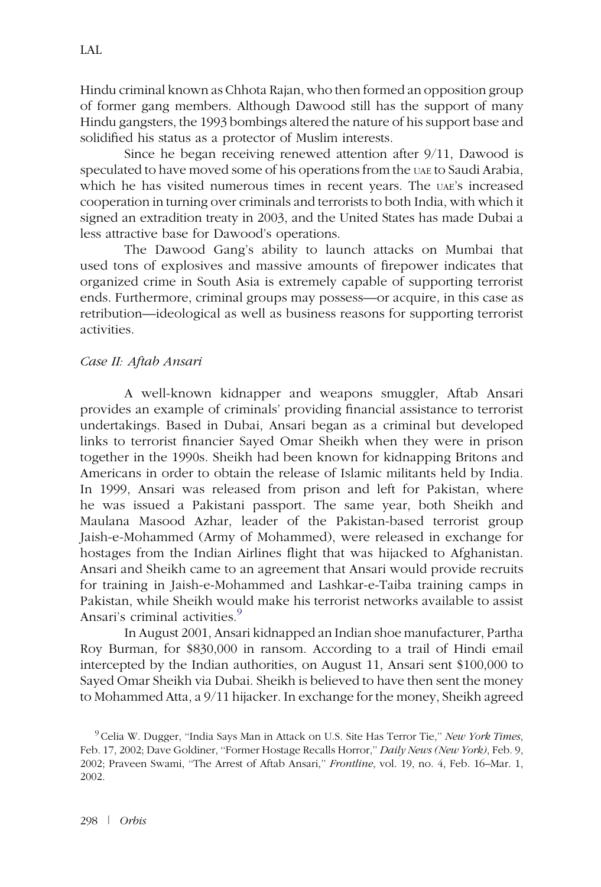Hindu criminal known as Chhota Rajan, who then formed an opposition group of former gang members. Although Dawood still has the support of many Hindu gangsters, the 1993 bombings altered the nature of his support base and solidified his status as a protector of Muslim interests.

Since he began receiving renewed attention after 9/11, Dawood is speculated to have moved some of his operations from the UAE to Saudi Arabia, which he has visited numerous times in recent years. The UAE's increased cooperation in turning over criminals and terrorists to both India, with which it signed an extradition treaty in 2003, and the United States has made Dubai a less attractive base for Dawood's operations.

The Dawood Gang's ability to launch attacks on Mumbai that used tons of explosives and massive amounts of firepower indicates that organized crime in South Asia is extremely capable of supporting terrorist ends. Furthermore, criminal groups may possess—or acquire, in this case as retribution—ideological as well as business reasons for supporting terrorist activities.

### *Case II: Aftab Ansari*

A well-known kidnapper and weapons smuggler, Aftab Ansari provides an example of criminals' providing financial assistance to terrorist undertakings. Based in Dubai, Ansari began as a criminal but developed links to terrorist financier Sayed Omar Sheikh when they were in prison together in the 1990s. Sheikh had been known for kidnapping Britons and Americans in order to obtain the release of Islamic militants held by India. In 1999, Ansari was released from prison and left for Pakistan, where he was issued a Pakistani passport. The same year, both Sheikh and Maulana Masood Azhar, leader of the Pakistan-based terrorist group Jaish-e-Mohammed (Army of Mohammed), were released in exchange for hostages from the Indian Airlines flight that was hijacked to Afghanistan. Ansari and Sheikh came to an agreement that Ansari would provide recruits for training in Jaish-e-Mohammed and Lashkar-e-Taiba training camps in Pakistan, while Sheikh would make his terrorist networks available to assist Ansari's criminal activities.[9]

In August 2001, Ansari kidnapped an Indian shoe manufacturer, Partha Roy Burman, for $830,000 in ransom. According to a trail of Hindi email intercepted by the Indian authorities, on August 11, Ansari sent $100,000 to Sayed Omar Sheikh via Dubai. Sheikh is believed to have then sent the money to Mohammed Atta, a 9/11 hijacker. In exchange for the money, Sheikh agreed

[9] Celia W. Dugger, "India Says Man in Attack on U.S. Site Has Terror Tie," *New York Times*, Feb. 17, 2002; Dave Goldiner, "Former Hostage Recalls Horror," *Daily News (New York)*, Feb. 9, 2002; Praveen Swami, "The Arrest of Aftab Ansari," *Frontline*, vol. 19, no. 4, Feb. 16–Mar. 1, 2002.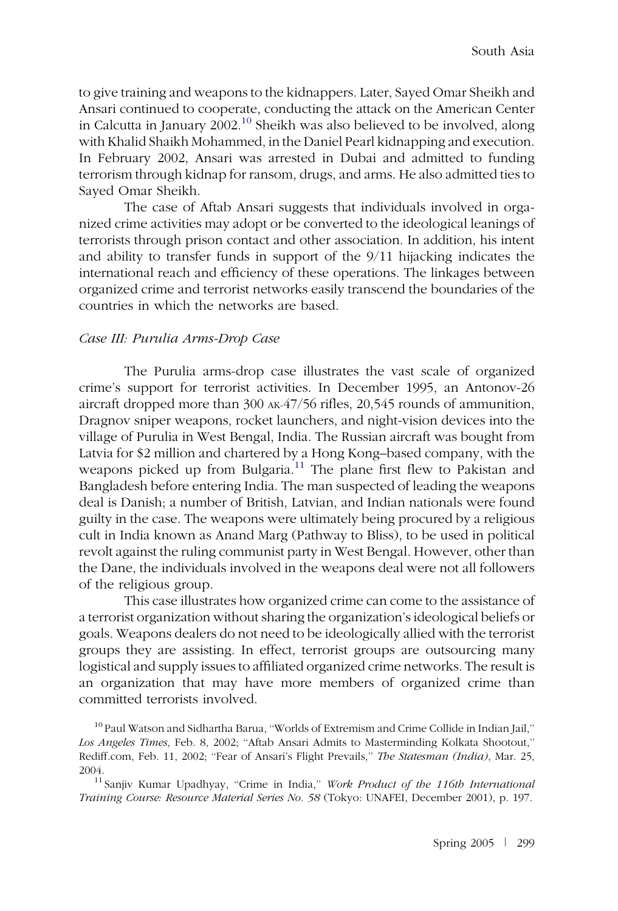to give training and weapons to the kidnappers. Later, Sayed Omar Sheikh and Ansari continued to cooperate, conducting the attack on the American Center in Calcutta in January 2002.[10] Sheikh was also believed to be involved, along with Khalid Shaikh Mohammed, in the Daniel Pearl kidnapping and execution. In February 2002, Ansari was arrested in Dubai and admitted to funding terrorism through kidnap for ransom, drugs, and arms. He also admitted ties to Sayed Omar Sheikh.

The case of Aftab Ansari suggests that individuals involved in organized crime activities may adopt or be converted to the ideological leanings of terrorists through prison contact and other association. In addition, his intent and ability to transfer funds in support of the 9/11 hijacking indicates the international reach and efficiency of these operations. The linkages between organized crime and terrorist networks easily transcend the boundaries of the countries in which the networks are based.

### *Case III: Purulia Arms-Drop Case*

The Purulia arms-drop case illustrates the vast scale of organized crime's support for terrorist activities. In December 1995, an Antonov-26 aircraft dropped more than 300 AK-47/56 rifles, 20,545 rounds of ammunition, Dragnov sniper weapons, rocket launchers, and night-vision devices into the village of Purulia in West Bengal, India. The Russian aircraft was bought from Latvia for $2 million and chartered by a Hong Kong–based company, with the weapons picked up from Bulgaria.[11] The plane first flew to Pakistan and Bangladesh before entering India. The man suspected of leading the weapons deal is Danish; a number of British, Latvian, and Indian nationals were found guilty in the case. The weapons were ultimately being procured by a religious cult in India known as Anand Marg (Pathway to Bliss), to be used in political revolt against the ruling communist party in West Bengal. However, other than the Dane, the individuals involved in the weapons deal were not all followers of the religious group.

This case illustrates how organized crime can come to the assistance of a terrorist organization without sharing the organization's ideological beliefs or goals. Weapons dealers do not need to be ideologically allied with the terrorist groups they are assisting. In effect, terrorist groups are outsourcing many logistical and supply issues to affiliated organized crime networks. The result is an organization that may have more members of organized crime than committed terrorists involved.

[10] Paul Watson and Sidhartha Barua, "Worlds of Extremism and Crime Collide in Indian Jail," *Los Angeles Times*, Feb. 8, 2002; "Aftab Ansari Admits to Masterminding Kolkata Shootout," Rediff.com, Feb. 11, 2002; "Fear of Ansari's Flight Prevails," *The Statesman (India)*, Mar. 25, 2004.

[11] Sanjiv Kumar Upadhyay, "Crime in India," *Work Product of the 116th International Training Course: Resource Material Series No. 58* (Tokyo: UNAFEI, December 2001), p. 197.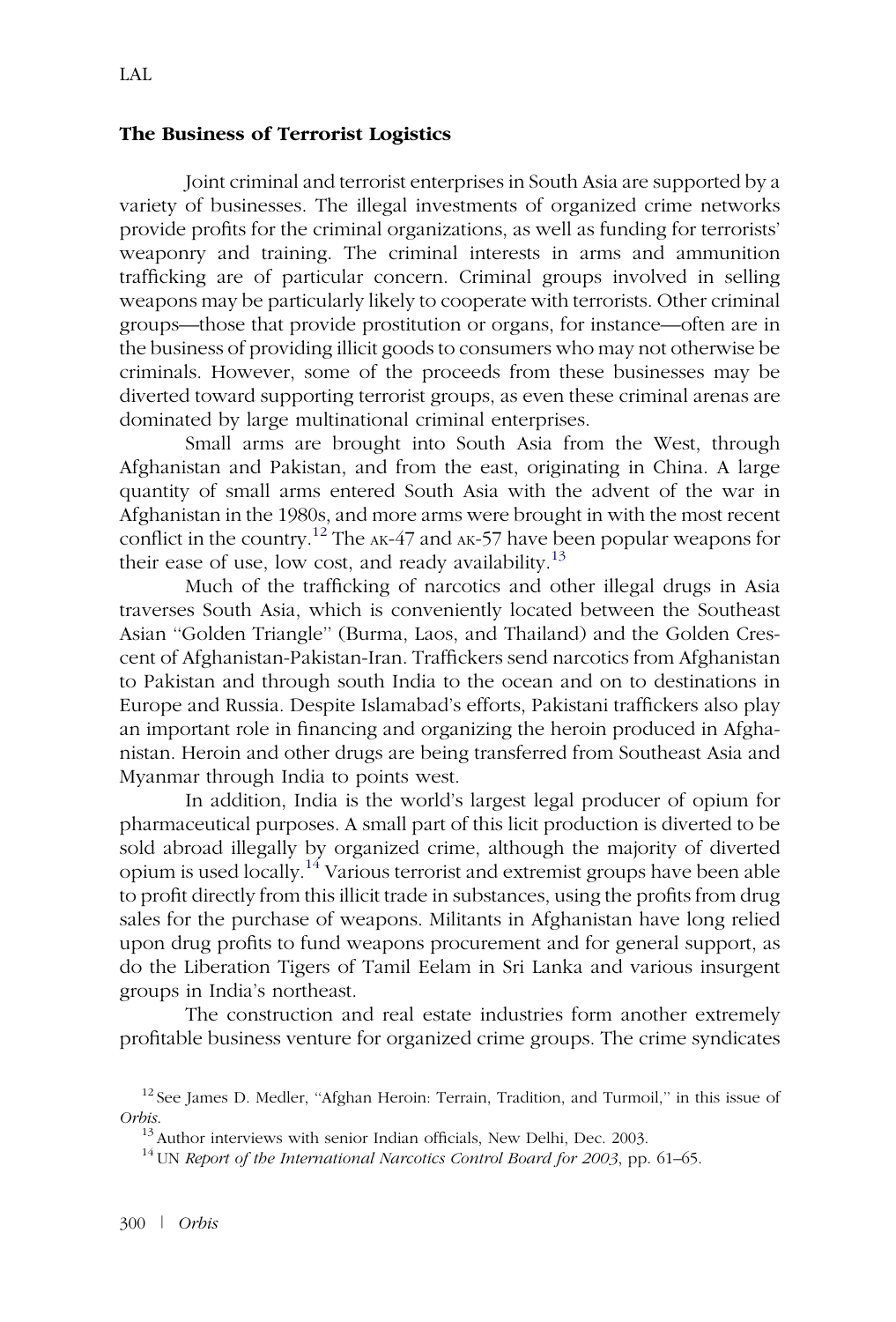### The Business of Terrorist Logistics

Joint criminal and terrorist enterprises in South Asia are supported by a variety of businesses. The illegal investments of organized crime networks provide profits for the criminal organizations, as well as funding for terrorists' weaponry and training. The criminal interests in arms and ammunition trafficking are of particular concern. Criminal groups involved in selling weapons may be particularly likely to cooperate with terrorists. Other criminal groups—those that provide prostitution or organs, for instance—often are in the business of providing illicit goods to consumers who may not otherwise be criminals. However, some of the proceeds from these businesses may be diverted toward supporting terrorist groups, as even these criminal arenas are dominated by large multinational criminal enterprises.

Small arms are brought into South Asia from the West, through Afghanistan and Pakistan, and from the east, originating in China. A large quantity of small arms entered South Asia with the advent of the war in Afghanistan in the 1980s, and more arms were brought in with the most recent conflict in the country.[12] The AK-47 and AK-57 have been popular weapons for their ease of use, low cost, and ready availability.[13]

Much of the trafficking of narcotics and other illegal drugs in Asia traverses South Asia, which is conveniently located between the Southeast Asian "Golden Triangle" (Burma, Laos, and Thailand) and the Golden Crescent of Afghanistan-Pakistan-Iran. Traffickers send narcotics from Afghanistan to Pakistan and through south India to the ocean and on to destinations in Europe and Russia. Despite Islamabad's efforts, Pakistani traffickers also play an important role in financing and organizing the heroin produced in Afghanistan. Heroin and other drugs are being transferred from Southeast Asia and Myanmar through India to points west.

In addition, India is the world's largest legal producer of opium for pharmaceutical purposes. A small part of this licit production is diverted to be sold abroad illegally by organized crime, although the majority of diverted opium is used locally.[14] Various terrorist and extremist groups have been able to profit directly from this illicit trade in substances, using the profits from drug sales for the purchase of weapons. Militants in Afghanistan have long relied upon drug profits to fund weapons procurement and for general support, as do the Liberation Tigers of Tamil Eelam in Sri Lanka and various insurgent groups in India's northeast.

The construction and real estate industries form another extremely profitable business venture for organized crime groups. The crime syndicates

[12] See James D. Medler, "Afghan Heroin: Terrain, Tradition, and Turmoil," in this issue of *Orbis*.

[13] Author interviews with senior Indian officials, New Delhi, Dec. 2003.

[14] UN *Report of the International Narcotics Control Board for 2003*, pp. 61–65.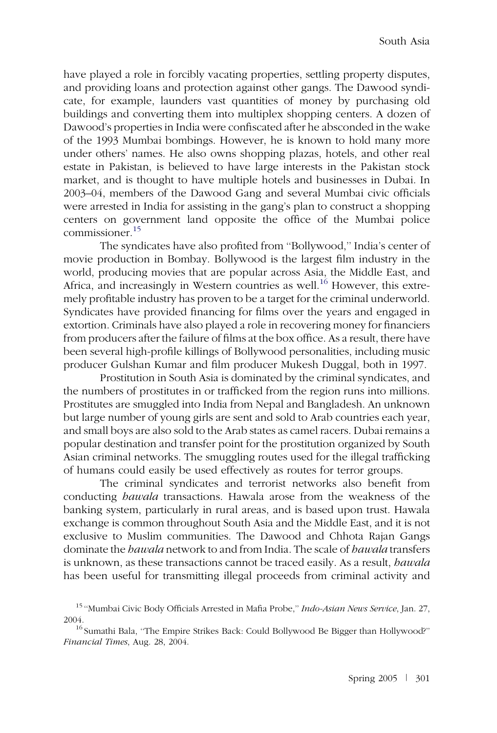have played a role in forcibly vacating properties, settling property disputes, and providing loans and protection against other gangs. The Dawood syndicate, for example, launders vast quantities of money by purchasing old buildings and converting them into multiplex shopping centers. A dozen of Dawood's properties in India were confiscated after he absconded in the wake of the 1993 Mumbai bombings. However, he is known to hold many more under others' names. He also owns shopping plazas, hotels, and other real estate in Pakistan, is believed to have large interests in the Pakistan stock market, and is thought to have multiple hotels and businesses in Dubai. In 2003–04, members of the Dawood Gang and several Mumbai civic officials were arrested in India for assisting in the gang's plan to construct a shopping centers on government land opposite the office of the Mumbai police commissioner.[15]

The syndicates have also profited from "Bollywood," India's center of movie production in Bombay. Bollywood is the largest film industry in the world, producing movies that are popular across Asia, the Middle East, and Africa, and increasingly in Western countries as well.[16] However, this extremely profitable industry has proven to be a target for the criminal underworld. Syndicates have provided financing for films over the years and engaged in extortion. Criminals have also played a role in recovering money for financiers from producers after the failure of films at the box office. As a result, there have been several high-profile killings of Bollywood personalities, including music producer Gulshan Kumar and film producer Mukesh Duggal, both in 1997.

Prostitution in South Asia is dominated by the criminal syndicates, and the numbers of prostitutes in or trafficked from the region runs into millions. Prostitutes are smuggled into India from Nepal and Bangladesh. An unknown but large number of young girls are sent and sold to Arab countries each year, and small boys are also sold to the Arab states as camel racers. Dubai remains a popular destination and transfer point for the prostitution organized by South Asian criminal networks. The smuggling routes used for the illegal trafficking of humans could easily be used effectively as routes for terror groups.

The criminal syndicates and terrorist networks also benefit from conducting *hawala* transactions. Hawala arose from the weakness of the banking system, particularly in rural areas, and is based upon trust. Hawala exchange is common throughout South Asia and the Middle East, and it is not exclusive to Muslim communities. The Dawood and Chhota Rajan Gangs dominate the *hawala* network to and from India. The scale of *hawala* transfers is unknown, as these transactions cannot be traced easily. As a result, *hawala* has been useful for transmitting illegal proceeds from criminal activity and

[15] "Mumbai Civic Body Officials Arrested in Mafia Probe," *Indo-Asian News Service*, Jan. 27, 2004.

[16] Sumathi Bala, "The Empire Strikes Back: Could Bollywood Be Bigger than Hollywood?" *Financial Times*, Aug. 28, 2004.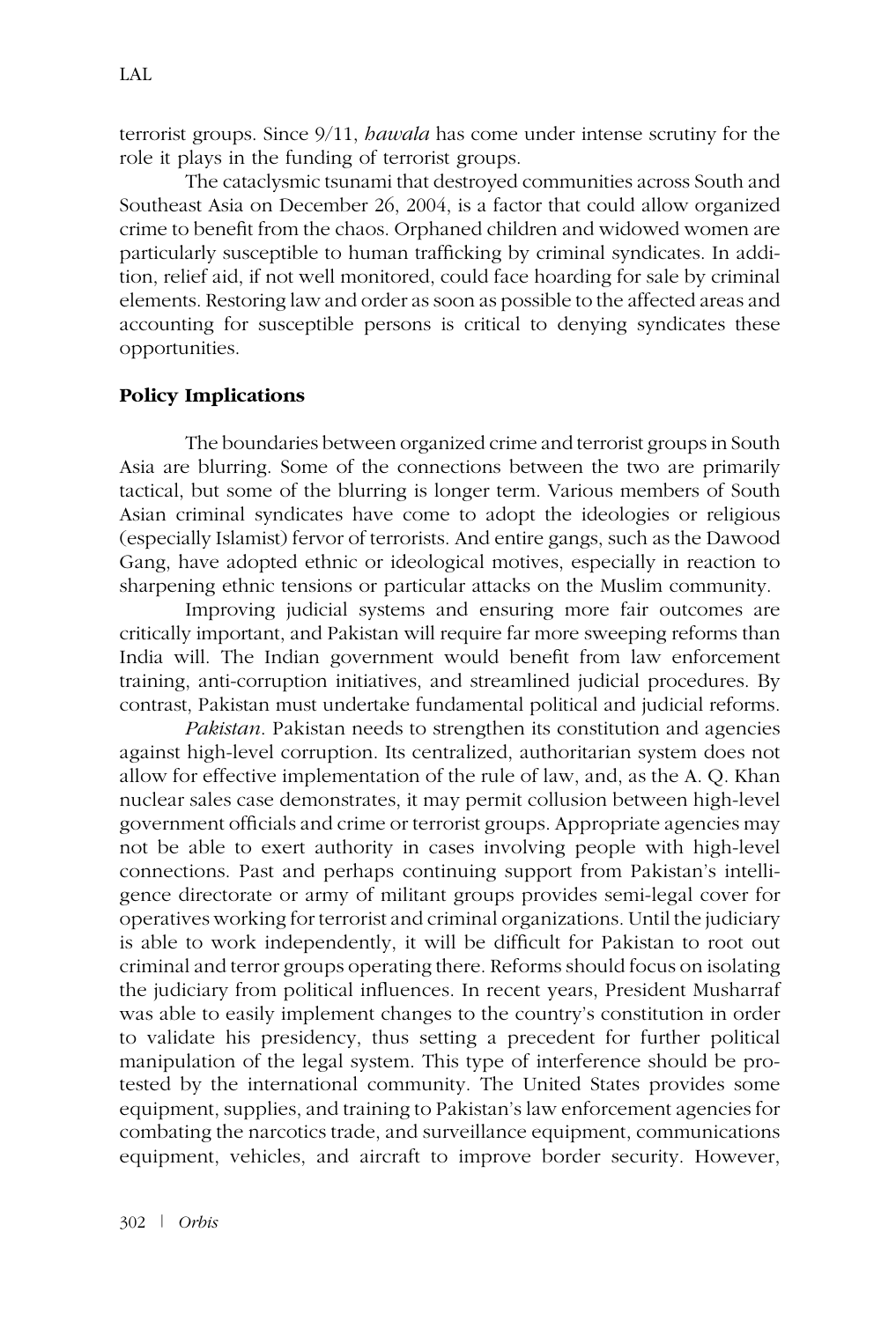terrorist groups. Since 9/11, *hawala* has come under intense scrutiny for the role it plays in the funding of terrorist groups.

The cataclysmic tsunami that destroyed communities across South and Southeast Asia on December 26, 2004, is a factor that could allow organized crime to benefit from the chaos. Orphaned children and widowed women are particularly susceptible to human trafficking by criminal syndicates. In addition, relief aid, if not well monitored, could face hoarding for sale by criminal elements. Restoring law and order as soon as possible to the affected areas and accounting for susceptible persons is critical to denying syndicates these opportunities.

## Policy Implications

The boundaries between organized crime and terrorist groups in South Asia are blurring. Some of the connections between the two are primarily tactical, but some of the blurring is longer term. Various members of South Asian criminal syndicates have come to adopt the ideologies or religious (especially Islamist) fervor of terrorists. And entire gangs, such as the Dawood Gang, have adopted ethnic or ideological motives, especially in reaction to sharpening ethnic tensions or particular attacks on the Muslim community.

Improving judicial systems and ensuring more fair outcomes are critically important, and Pakistan will require far more sweeping reforms than India will. The Indian government would benefit from law enforcement training, anti-corruption initiatives, and streamlined judicial procedures. By contrast, Pakistan must undertake fundamental political and judicial reforms.

*Pakistan*. Pakistan needs to strengthen its constitution and agencies against high-level corruption. Its centralized, authoritarian system does not allow for effective implementation of the rule of law, and, as the A. Q. Khan nuclear sales case demonstrates, it may permit collusion between high-level government officials and crime or terrorist groups. Appropriate agencies may not be able to exert authority in cases involving people with high-level connections. Past and perhaps continuing support from Pakistan's intelligence directorate or army of militant groups provides semi-legal cover for operatives working for terrorist and criminal organizations. Until the judiciary is able to work independently, it will be difficult for Pakistan to root out criminal and terror groups operating there. Reforms should focus on isolating the judiciary from political influences. In recent years, President Musharraf was able to easily implement changes to the country's constitution in order to validate his presidency, thus setting a precedent for further political manipulation of the legal system. This type of interference should be protested by the international community. The United States provides some equipment, supplies, and training to Pakistan's law enforcement agencies for combating the narcotics trade, and surveillance equipment, communications equipment, vehicles, and aircraft to improve border security. However,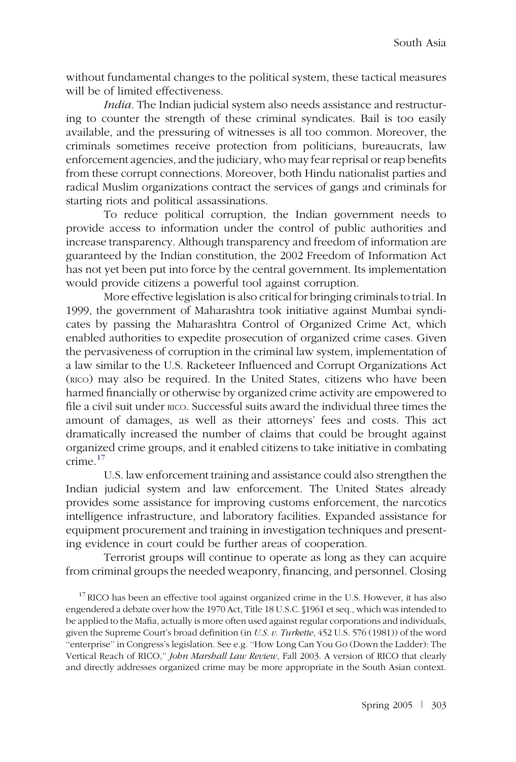without fundamental changes to the political system, these tactical measures will be of limited effectiveness.

*India.* The Indian judicial system also needs assistance and restructuring to counter the strength of these criminal syndicates. Bail is too easily available, and the pressuring of witnesses is all too common. Moreover, the criminals sometimes receive protection from politicians, bureaucrats, law enforcement agencies, and the judiciary, who may fear reprisal or reap benefits from these corrupt connections. Moreover, both Hindu nationalist parties and radical Muslim organizations contract the services of gangs and criminals for starting riots and political assassinations.

To reduce political corruption, the Indian government needs to provide access to information under the control of public authorities and increase transparency. Although transparency and freedom of information are guaranteed by the Indian constitution, the 2002 Freedom of Information Act has not yet been put into force by the central government. Its implementation would provide citizens a powerful tool against corruption.

More effective legislation is also critical for bringing criminals to trial. In 1999, the government of Maharashtra took initiative against Mumbai syndicates by passing the Maharashtra Control of Organized Crime Act, which enabled authorities to expedite prosecution of organized crime cases. Given the pervasiveness of corruption in the criminal law system, implementation of a law similar to the U.S. Racketeer Influenced and Corrupt Organizations Act (RICO) may also be required. In the United States, citizens who have been harmed financially or otherwise by organized crime activity are empowered to file a civil suit under RICO. Successful suits award the individual three times the amount of damages, as well as their attorneys' fees and costs. This act dramatically increased the number of claims that could be brought against organized crime groups, and it enabled citizens to take initiative in combating crime.[17]

U.S. law enforcement training and assistance could also strengthen the Indian judicial system and law enforcement. The United States already provides some assistance for improving customs enforcement, the narcotics intelligence infrastructure, and laboratory facilities. Expanded assistance for equipment procurement and training in investigation techniques and presenting evidence in court could be further areas of cooperation.

Terrorist groups will continue to operate as long as they can acquire from criminal groups the needed weaponry, financing, and personnel. Closing

[17] RICO has been an effective tool against organized crime in the U.S. However, it has also engendered a debate over how the 1970 Act, Title 18 U.S.C. §1961 et seq., which was intended to be applied to the Mafia, actually is more often used against regular corporations and individuals, given the Supreme Court's broad definition (in *U.S. v. Turkette*, 452 U.S. 576 (1981)) of the word "enterprise" in Congress's legislation. See e.g. "How Long Can You Go (Down the Ladder): The Vertical Reach of RICO," *John Marshall Law Review*, Fall 2003. A version of RICO that clearly and directly addresses organized crime may be more appropriate in the South Asian context.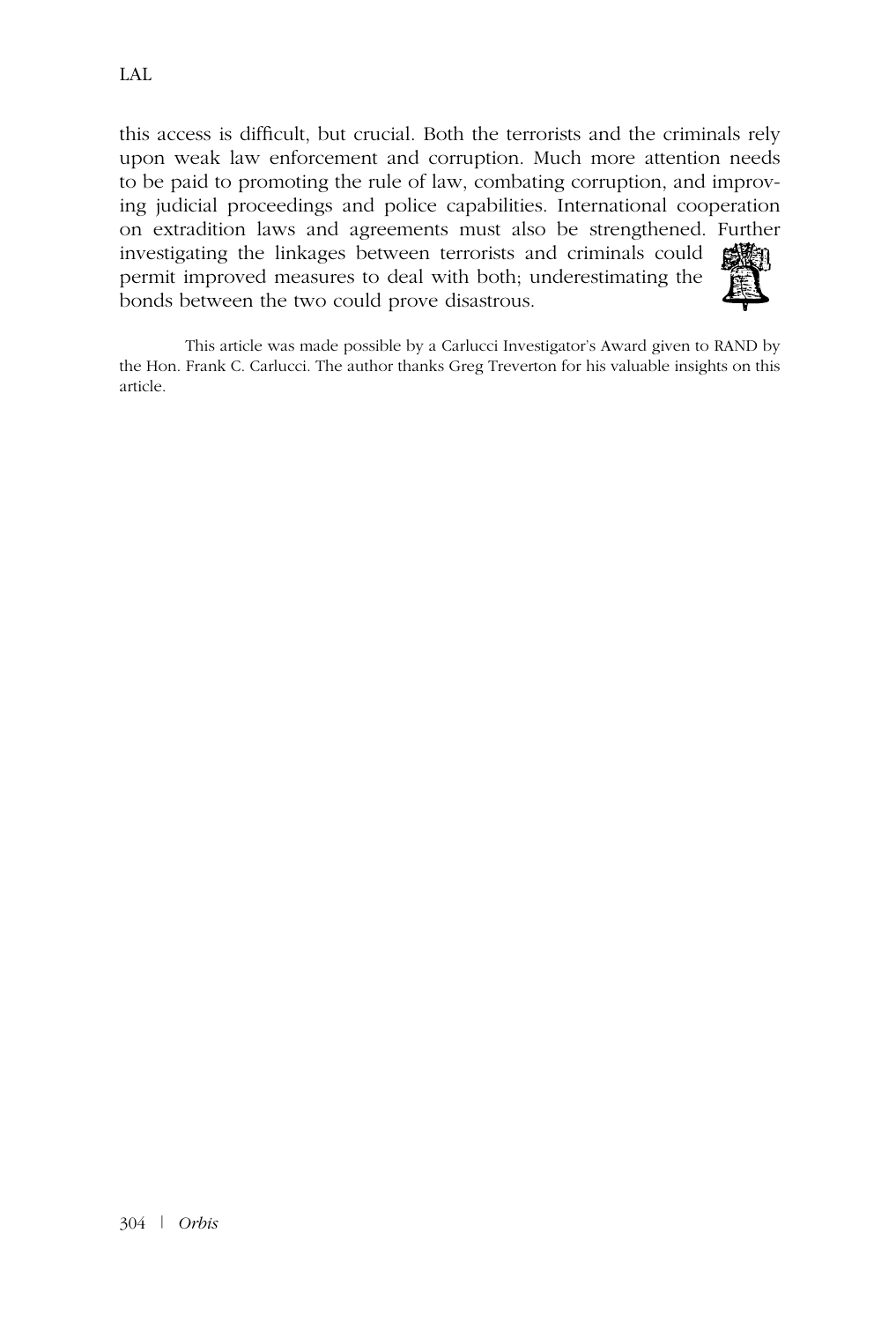this access is difficult, but crucial. Both the terrorists and the criminals rely upon weak law enforcement and corruption. Much more attention needs to be paid to promoting the rule of law, combating corruption, and improving judicial proceedings and police capabilities. International cooperation on extradition laws and agreements must also be strengthened. Further investigating the linkages between terrorists and criminals could permit improved measures to deal with both; underestimating the bonds between the two could prove disastrous.

This article was made possible by a Carlucci Investigator's Award given to RAND by the Hon. Frank C. Carlucci. The author thanks Greg Treverton for his valuable insights on this article.